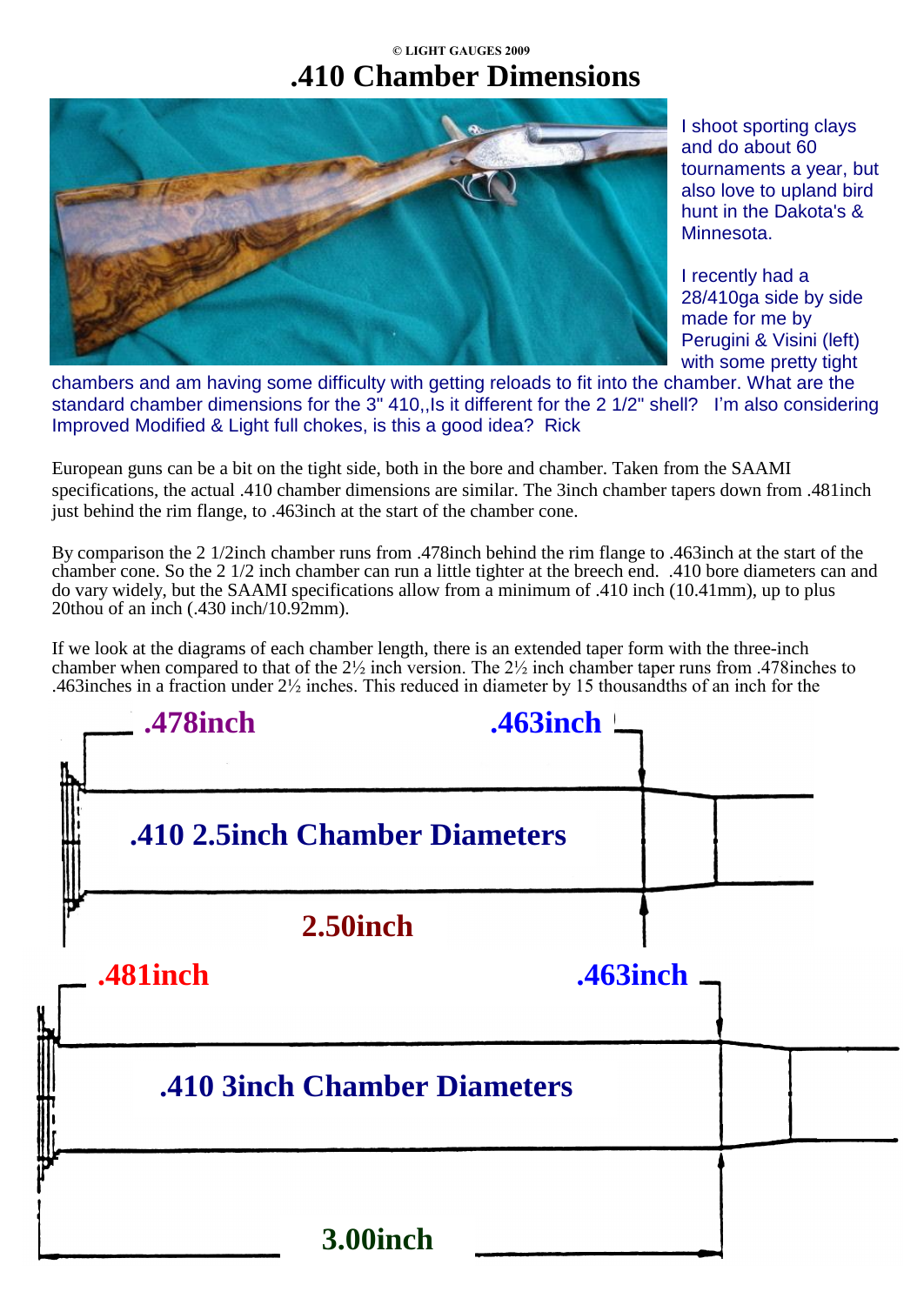© LIGHT GAUGES 2009

# .410 Chamber Dimensions

I shoot sporting clays and do about 60 tournaments a year, but also love to upland bird hunt in the Dakota's & Minnesota.

I recently had a 28/410ga side by side made for me by Perugini & Visini (left) with some pretty tight chambers and am having some difficulty with getting reloads to fit into the chamber. What are the standard chamber dimensions for the 3" 410,,Is it different for the 2 1/2" shell?  I'm also considering Improved Modified & Light full chokes, is this a good idea?  Rick

European guns can be a bit on the tight side, both in the bore and chamber. Taken from the SAAMI specifications, the actual .410 chamber dimensions are similar. The 3inch chamber tapers down from .481inch just behind the rim flange, to .463inch at the start of the chamber cone.

By comparison the 2 1/2inch chamber runs from .478inch behind the rim flange to .463inch at the start of the chamber cone. So the 2 1/2 inch chamber can run a little tighter at the breech end.  .410 bore diameters can and do vary widely, but the SAAMI specifications allow from a minimum of .410 inch (10.41mm), up to plus 20thou of an inch (.430 inch/10.92mm).

If we look at the diagrams of each chamber length, there is an extended taper form with the three-inch chamber when compared to that of the 2½ inch version. The 2½ inch chamber taper runs from .478inches to .463inches in a fraction under 2½ inches. This reduced in diameter by 15 thousandths of an inch for the

.478inch .463inch

**.410 2.5inch Chamber Diameters**

2.50inch

.481inch .463inch

**.410 3inch Chamber Diameters**

3.00inch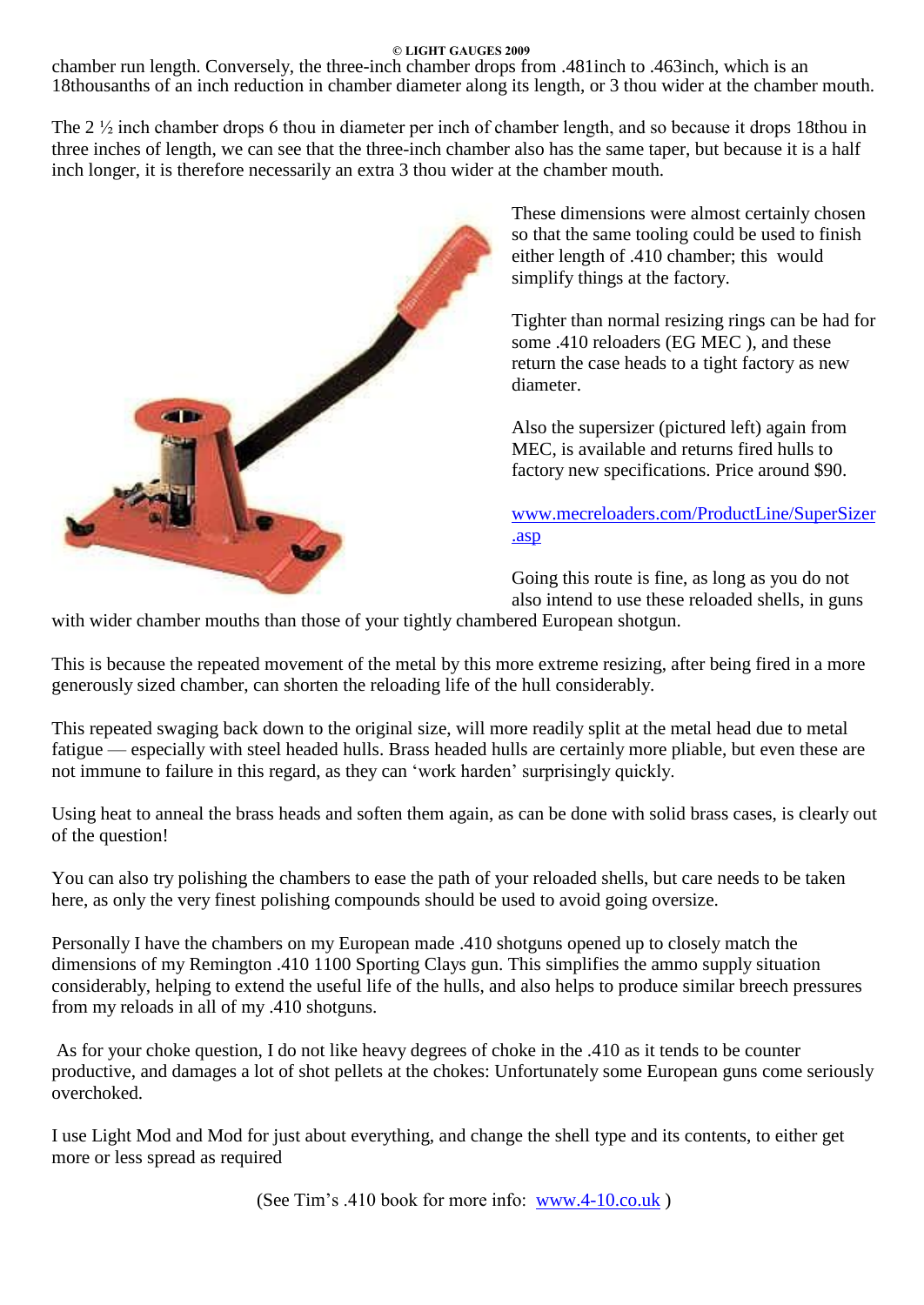chamber run length. Conversely, the three-inch chamber drops from .481inch to .463inch, which is an 18thousanths of an inch reduction in chamber diameter along its length, or 3 thou wider at the chamber mouth.

The 2 ½ inch chamber drops 6 thou in diameter per inch of chamber length, and so because it drops 18thou in three inches of length, we can see that the three-inch chamber also has the same taper, but because it is a half inch longer, it is therefore necessarily an extra 3 thou wider at the chamber mouth.

These dimensions were almost certainly chosen so that the same tooling could be used to finish either length of .410 chamber; this would simplify things at the factory.

Tighter than normal resizing rings can be had for some .410 reloaders (EG MEC ), and these return the case heads to a tight factory as new diameter.

Also the supersizer (pictured left) again from MEC, is available and returns fired hulls to factory new specifications. Price around $90.

[www.mecreloaders.com/ProductLine/SuperSizer.asp](www.mecreloaders.com/ProductLine/SuperSizer.asp)

Going this route is fine, as long as you do not also intend to use these reloaded shells, in guns with wider chamber mouths than those of your tightly chambered European shotgun.

This is because the repeated movement of the metal by this more extreme resizing, after being fired in a more generously sized chamber, can shorten the reloading life of the hull considerably.

This repeated swaging back down to the original size, will more readily split at the metal head due to metal fatigue — especially with steel headed hulls. Brass headed hulls are certainly more pliable, but even these are not immune to failure in this regard, as they can 'work harden' surprisingly quickly.

Using heat to anneal the brass heads and soften them again, as can be done with solid brass cases, is clearly out of the question!

You can also try polishing the chambers to ease the path of your reloaded shells, but care needs to be taken here, as only the very finest polishing compounds should be used to avoid going oversize.

Personally I have the chambers on my European made .410 shotguns opened up to closely match the dimensions of my Remington .410 1100 Sporting Clays gun. This simplifies the ammo supply situation considerably, helping to extend the useful life of the hulls, and also helps to produce similar breech pressures from my reloads in all of my .410 shotguns.

As for your choke question, I do not like heavy degrees of choke in the .410 as it tends to be counter productive, and damages a lot of shot pellets at the chokes: Unfortunately some European guns come seriously overchoked.

I use Light Mod and Mod for just about everything, and change the shell type and its contents, to either get more or less spread as required

(See Tim's .410 book for more info: [www.4-10.co.uk](www.4-10.co.uk) )